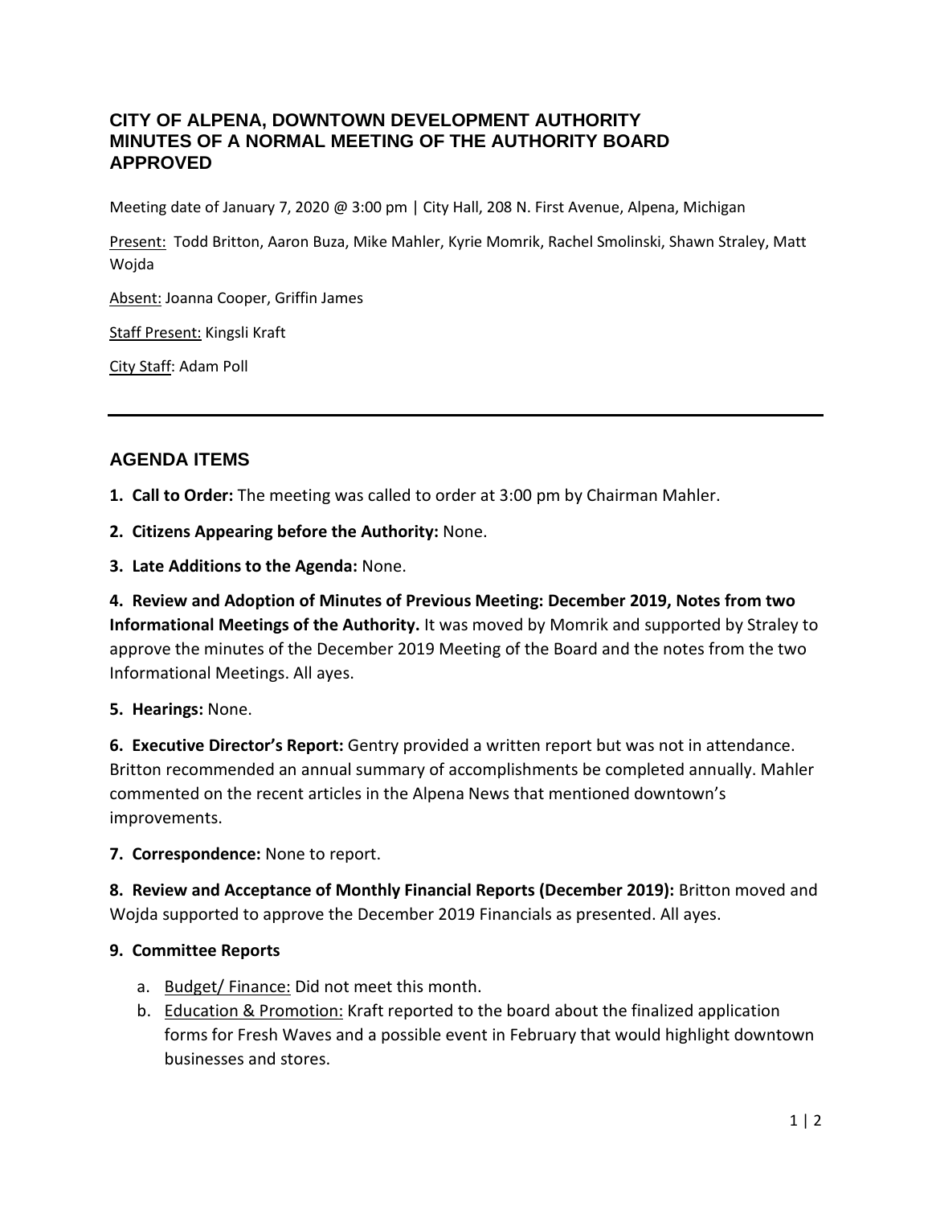# CITY OF ALPENA, DOWNTOWN DEVELOPMENT AUTHORITY
# MINUTES OF A NORMAL MEETING OF THE AUTHORITY BOARD
# APPROVED

Meeting date of January 7, 2020 @ 3:00 pm | City Hall, 208 N. First Avenue, Alpena, Michigan

Present: Todd Britton, Aaron Buza, Mike Mahler, Kyrie Momrik, Rachel Smolinski, Shawn Straley, Matt Wojda

Absent: Joanna Cooper, Griffin James

Staff Present: Kingsli Kraft

City Staff: Adam Poll

---

## AGENDA ITEMS

**1. Call to Order:** The meeting was called to order at 3:00 pm by Chairman Mahler.

**2. Citizens Appearing before the Authority:** None.

**3. Late Additions to the Agenda:** None.

**4. Review and Adoption of Minutes of Previous Meeting: December 2019, Notes from two Informational Meetings of the Authority.** It was moved by Momrik and supported by Straley to approve the minutes of the December 2019 Meeting of the Board and the notes from the two Informational Meetings. All ayes.

**5. Hearings:** None.

**6. Executive Director's Report:** Gentry provided a written report but was not in attendance. Britton recommended an annual summary of accomplishments be completed annually. Mahler commented on the recent articles in the Alpena News that mentioned downtown's improvements.

**7. Correspondence:** None to report.

**8. Review and Acceptance of Monthly Financial Reports (December 2019):** Britton moved and Wojda supported to approve the December 2019 Financials as presented. All ayes.

**9. Committee Reports**

a. Budget/ Finance: Did not meet this month.
b. Education & Promotion: Kraft reported to the board about the finalized application forms for Fresh Waves and a possible event in February that would highlight downtown businesses and stores.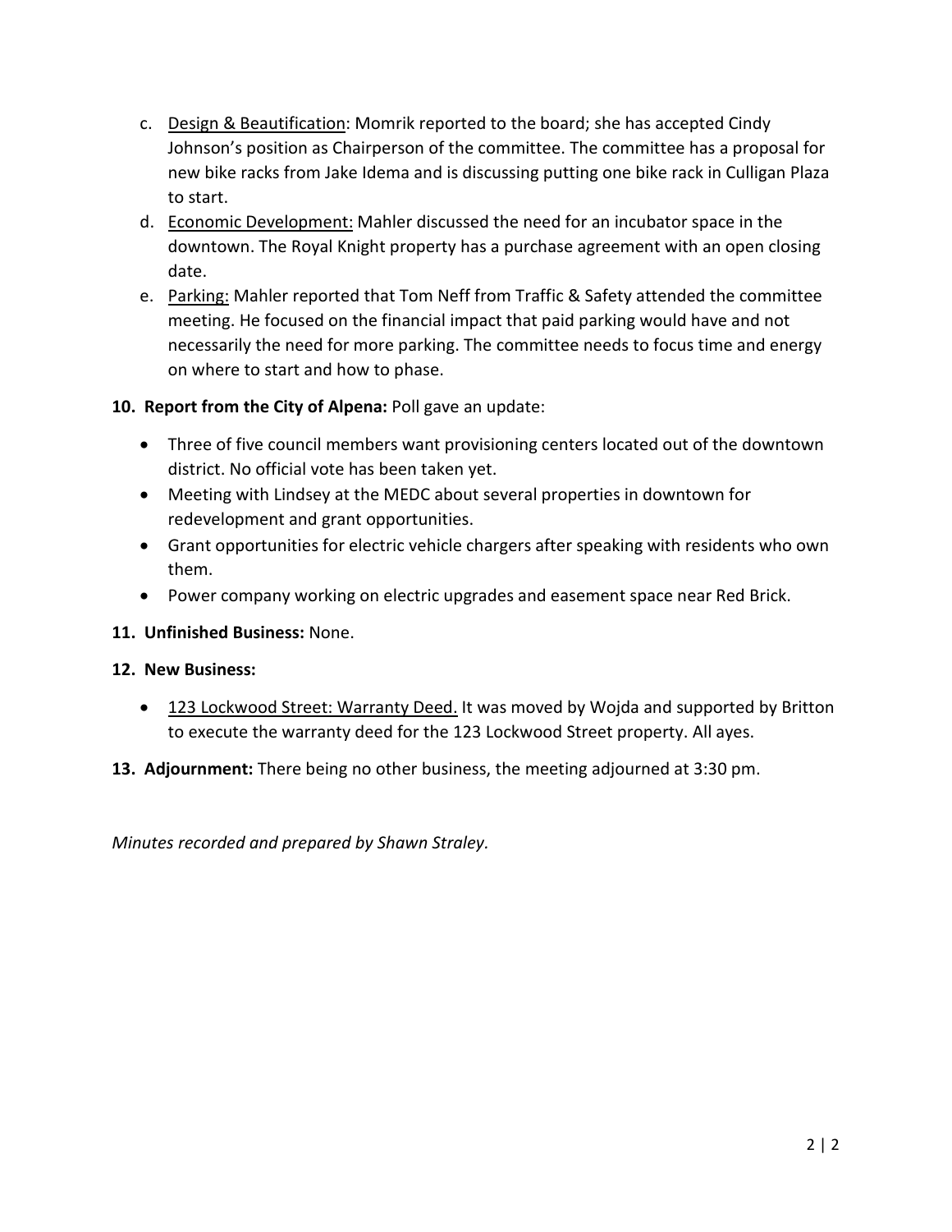c. Design & Beautification: Momrik reported to the board; she has accepted Cindy Johnson's position as Chairperson of the committee. The committee has a proposal for new bike racks from Jake Idema and is discussing putting one bike rack in Culligan Plaza to start.

d. Economic Development: Mahler discussed the need for an incubator space in the downtown. The Royal Knight property has a purchase agreement with an open closing date.

e. Parking: Mahler reported that Tom Neff from Traffic & Safety attended the committee meeting. He focused on the financial impact that paid parking would have and not necessarily the need for more parking. The committee needs to focus time and energy on where to start and how to phase.

**10. Report from the City of Alpena:** Poll gave an update:

- Three of five council members want provisioning centers located out of the downtown district. No official vote has been taken yet.
- Meeting with Lindsey at the MEDC about several properties in downtown for redevelopment and grant opportunities.
- Grant opportunities for electric vehicle chargers after speaking with residents who own them.
- Power company working on electric upgrades and easement space near Red Brick.

**11. Unfinished Business:** None.

**12. New Business:**

- 123 Lockwood Street: Warranty Deed. It was moved by Wojda and supported by Britton to execute the warranty deed for the 123 Lockwood Street property. All ayes.

**13. Adjournment:** There being no other business, the meeting adjourned at 3:30 pm.

*Minutes recorded and prepared by Shawn Straley.*